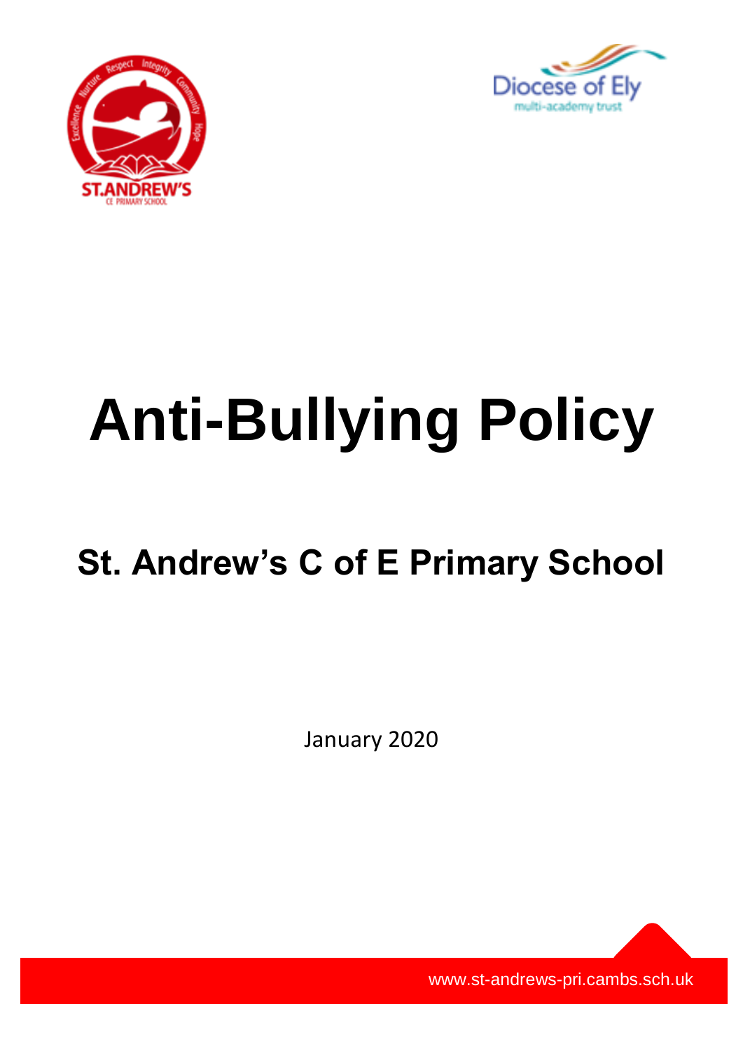# Anti-Bullying Policy

## St. Andrew's C of E Primary School

January 2020

www.st-andrews-pri.cambs.sch.uk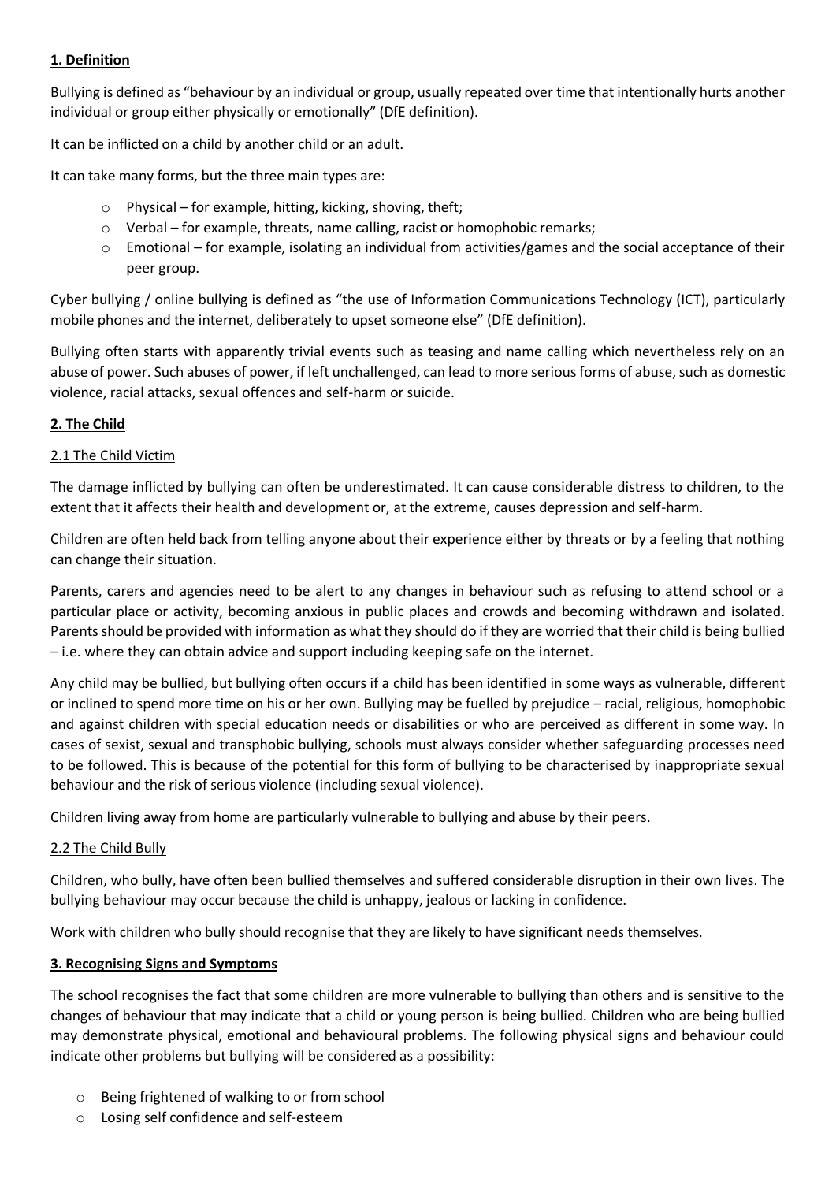## 1. Definition

Bullying is defined as "behaviour by an individual or group, usually repeated over time that intentionally hurts another individual or group either physically or emotionally" (DfE definition).

It can be inflicted on a child by another child or an adult.

It can take many forms, but the three main types are:

- Physical – for example, hitting, kicking, shoving, theft;
- Verbal – for example, threats, name calling, racist or homophobic remarks;
- Emotional – for example, isolating an individual from activities/games and the social acceptance of their peer group.

Cyber bullying / online bullying is defined as "the use of Information Communications Technology (ICT), particularly mobile phones and the internet, deliberately to upset someone else" (DfE definition).

Bullying often starts with apparently trivial events such as teasing and name calling which nevertheless rely on an abuse of power. Such abuses of power, if left unchallenged, can lead to more serious forms of abuse, such as domestic violence, racial attacks, sexual offences and self-harm or suicide.

## 2. The Child

### 2.1 The Child Victim

The damage inflicted by bullying can often be underestimated. It can cause considerable distress to children, to the extent that it affects their health and development or, at the extreme, causes depression and self-harm.

Children are often held back from telling anyone about their experience either by threats or by a feeling that nothing can change their situation.

Parents, carers and agencies need to be alert to any changes in behaviour such as refusing to attend school or a particular place or activity, becoming anxious in public places and crowds and becoming withdrawn and isolated. Parents should be provided with information as what they should do if they are worried that their child is being bullied – i.e. where they can obtain advice and support including keeping safe on the internet.

Any child may be bullied, but bullying often occurs if a child has been identified in some ways as vulnerable, different or inclined to spend more time on his or her own. Bullying may be fuelled by prejudice – racial, religious, homophobic and against children with special education needs or disabilities or who are perceived as different in some way. In cases of sexist, sexual and transphobic bullying, schools must always consider whether safeguarding processes need to be followed. This is because of the potential for this form of bullying to be characterised by inappropriate sexual behaviour and the risk of serious violence (including sexual violence).

Children living away from home are particularly vulnerable to bullying and abuse by their peers.

### 2.2 The Child Bully

Children, who bully, have often been bullied themselves and suffered considerable disruption in their own lives. The bullying behaviour may occur because the child is unhappy, jealous or lacking in confidence.

Work with children who bully should recognise that they are likely to have significant needs themselves.

## 3. Recognising Signs and Symptoms

The school recognises the fact that some children are more vulnerable to bullying than others and is sensitive to the changes of behaviour that may indicate that a child or young person is being bullied. Children who are being bullied may demonstrate physical, emotional and behavioural problems. The following physical signs and behaviour could indicate other problems but bullying will be considered as a possibility:

- Being frightened of walking to or from school
- Losing self confidence and self-esteem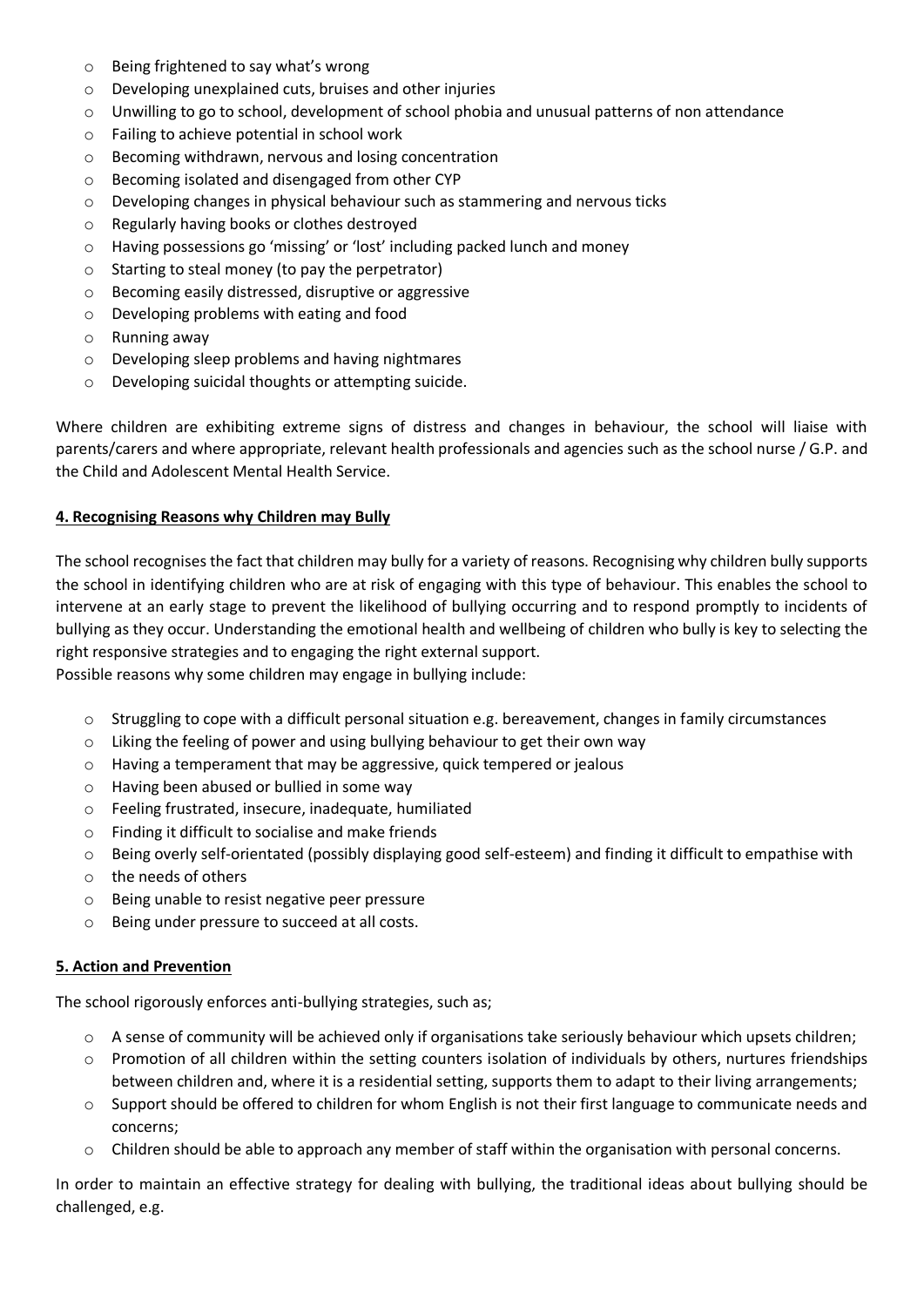- Being frightened to say what's wrong
- Developing unexplained cuts, bruises and other injuries
- Unwilling to go to school, development of school phobia and unusual patterns of non attendance
- Failing to achieve potential in school work
- Becoming withdrawn, nervous and losing concentration
- Becoming isolated and disengaged from other CYP
- Developing changes in physical behaviour such as stammering and nervous ticks
- Regularly having books or clothes destroyed
- Having possessions go 'missing' or 'lost' including packed lunch and money
- Starting to steal money (to pay the perpetrator)
- Becoming easily distressed, disruptive or aggressive
- Developing problems with eating and food
- Running away
- Developing sleep problems and having nightmares
- Developing suicidal thoughts or attempting suicide.

Where children are exhibiting extreme signs of distress and changes in behaviour, the school will liaise with parents/carers and where appropriate, relevant health professionals and agencies such as the school nurse / G.P. and the Child and Adolescent Mental Health Service.

## 4. Recognising Reasons why Children may Bully

The school recognises the fact that children may bully for a variety of reasons. Recognising why children bully supports the school in identifying children who are at risk of engaging with this type of behaviour. This enables the school to intervene at an early stage to prevent the likelihood of bullying occurring and to respond promptly to incidents of bullying as they occur. Understanding the emotional health and wellbeing of children who bully is key to selecting the right responsive strategies and to engaging the right external support.
Possible reasons why some children may engage in bullying include:

- Struggling to cope with a difficult personal situation e.g. bereavement, changes in family circumstances
- Liking the feeling of power and using bullying behaviour to get their own way
- Having a temperament that may be aggressive, quick tempered or jealous
- Having been abused or bullied in some way
- Feeling frustrated, insecure, inadequate, humiliated
- Finding it difficult to socialise and make friends
- Being overly self-orientated (possibly displaying good self-esteem) and finding it difficult to empathise with
- the needs of others
- Being unable to resist negative peer pressure
- Being under pressure to succeed at all costs.

## 5. Action and Prevention

The school rigorously enforces anti-bullying strategies, such as;

- A sense of community will be achieved only if organisations take seriously behaviour which upsets children;
- Promotion of all children within the setting counters isolation of individuals by others, nurtures friendships between children and, where it is a residential setting, supports them to adapt to their living arrangements;
- Support should be offered to children for whom English is not their first language to communicate needs and concerns;
- Children should be able to approach any member of staff within the organisation with personal concerns.

In order to maintain an effective strategy for dealing with bullying, the traditional ideas about bullying should be challenged, e.g.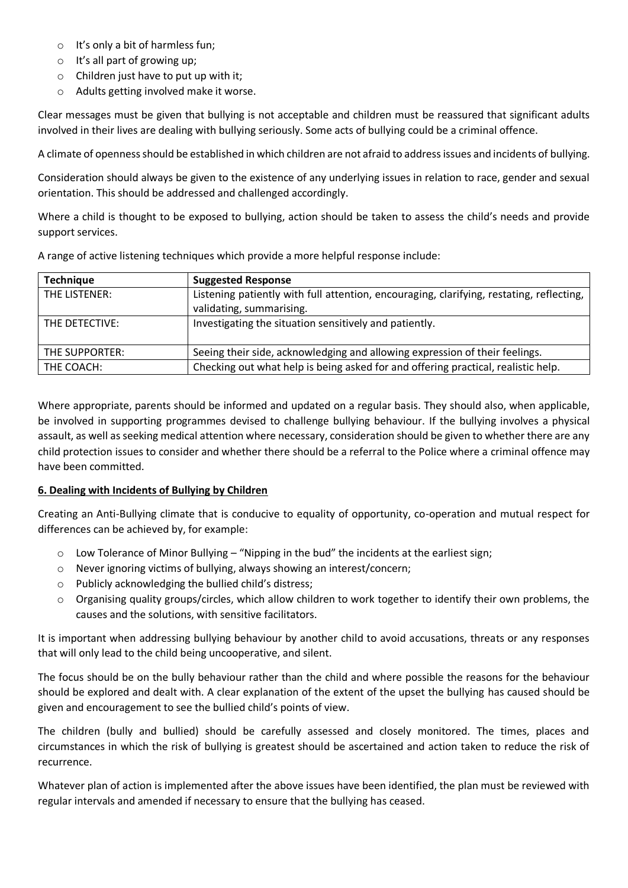- It's only a bit of harmless fun;
- It's all part of growing up;
- Children just have to put up with it;
- Adults getting involved make it worse.

Clear messages must be given that bullying is not acceptable and children must be reassured that significant adults involved in their lives are dealing with bullying seriously. Some acts of bullying could be a criminal offence.

A climate of openness should be established in which children are not afraid to address issues and incidents of bullying.

Consideration should always be given to the existence of any underlying issues in relation to race, gender and sexual orientation. This should be addressed and challenged accordingly.

Where a child is thought to be exposed to bullying, action should be taken to assess the child's needs and provide support services.

A range of active listening techniques which provide a more helpful response include:

| Technique | Suggested Response |
|---|---|
| THE LISTENER: | Listening patiently with full attention, encouraging, clarifying, restating, reflecting, validating, summarising. |
| THE DETECTIVE: | Investigating the situation sensitively and patiently. |
| THE SUPPORTER: | Seeing their side, acknowledging and allowing expression of their feelings. |
| THE COACH: | Checking out what help is being asked for and offering practical, realistic help. |

Where appropriate, parents should be informed and updated on a regular basis. They should also, when applicable, be involved in supporting programmes devised to challenge bullying behaviour. If the bullying involves a physical assault, as well as seeking medical attention where necessary, consideration should be given to whether there are any child protection issues to consider and whether there should be a referral to the Police where a criminal offence may have been committed.

## **6. Dealing with Incidents of Bullying by Children**

Creating an Anti-Bullying climate that is conducive to equality of opportunity, co-operation and mutual respect for differences can be achieved by, for example:

- Low Tolerance of Minor Bullying – "Nipping in the bud" the incidents at the earliest sign;
- Never ignoring victims of bullying, always showing an interest/concern;
- Publicly acknowledging the bullied child's distress;
- Organising quality groups/circles, which allow children to work together to identify their own problems, the causes and the solutions, with sensitive facilitators.

It is important when addressing bullying behaviour by another child to avoid accusations, threats or any responses that will only lead to the child being uncooperative, and silent.

The focus should be on the bully behaviour rather than the child and where possible the reasons for the behaviour should be explored and dealt with. A clear explanation of the extent of the upset the bullying has caused should be given and encouragement to see the bullied child's points of view.

The children (bully and bullied) should be carefully assessed and closely monitored. The times, places and circumstances in which the risk of bullying is greatest should be ascertained and action taken to reduce the risk of recurrence.

Whatever plan of action is implemented after the above issues have been identified, the plan must be reviewed with regular intervals and amended if necessary to ensure that the bullying has ceased.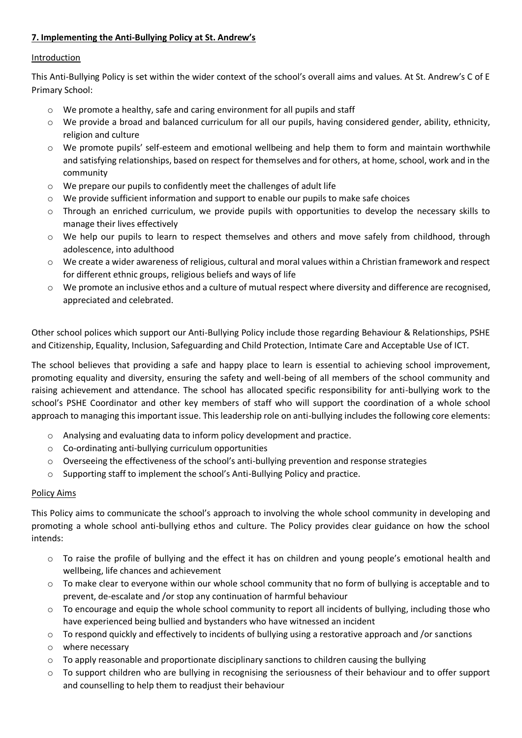## **7. Implementing the Anti-Bullying Policy at St. Andrew's**

Introduction

This Anti-Bullying Policy is set within the wider context of the school's overall aims and values. At St. Andrew's C of E Primary School:

- We promote a healthy, safe and caring environment for all pupils and staff
- We provide a broad and balanced curriculum for all our pupils, having considered gender, ability, ethnicity, religion and culture
- We promote pupils' self-esteem and emotional wellbeing and help them to form and maintain worthwhile and satisfying relationships, based on respect for themselves and for others, at home, school, work and in the community
- We prepare our pupils to confidently meet the challenges of adult life
- We provide sufficient information and support to enable our pupils to make safe choices
- Through an enriched curriculum, we provide pupils with opportunities to develop the necessary skills to manage their lives effectively
- We help our pupils to learn to respect themselves and others and move safely from childhood, through adolescence, into adulthood
- We create a wider awareness of religious, cultural and moral values within a Christian framework and respect for different ethnic groups, religious beliefs and ways of life
- We promote an inclusive ethos and a culture of mutual respect where diversity and difference are recognised, appreciated and celebrated.

Other school polices which support our Anti-Bullying Policy include those regarding Behaviour & Relationships, PSHE and Citizenship, Equality, Inclusion, Safeguarding and Child Protection, Intimate Care and Acceptable Use of ICT.

The school believes that providing a safe and happy place to learn is essential to achieving school improvement, promoting equality and diversity, ensuring the safety and well-being of all members of the school community and raising achievement and attendance. The school has allocated specific responsibility for anti-bullying work to the school's PSHE Coordinator and other key members of staff who will support the coordination of a whole school approach to managing this important issue. This leadership role on anti-bullying includes the following core elements:

- Analysing and evaluating data to inform policy development and practice.
- Co-ordinating anti-bullying curriculum opportunities
- Overseeing the effectiveness of the school's anti-bullying prevention and response strategies
- Supporting staff to implement the school's Anti-Bullying Policy and practice.

Policy Aims

This Policy aims to communicate the school's approach to involving the whole school community in developing and promoting a whole school anti-bullying ethos and culture. The Policy provides clear guidance on how the school intends:

- To raise the profile of bullying and the effect it has on children and young people's emotional health and wellbeing, life chances and achievement
- To make clear to everyone within our whole school community that no form of bullying is acceptable and to prevent, de-escalate and /or stop any continuation of harmful behaviour
- To encourage and equip the whole school community to report all incidents of bullying, including those who have experienced being bullied and bystanders who have witnessed an incident
- To respond quickly and effectively to incidents of bullying using a restorative approach and /or sanctions
- where necessary
- To apply reasonable and proportionate disciplinary sanctions to children causing the bullying
- To support children who are bullying in recognising the seriousness of their behaviour and to offer support and counselling to help them to readjust their behaviour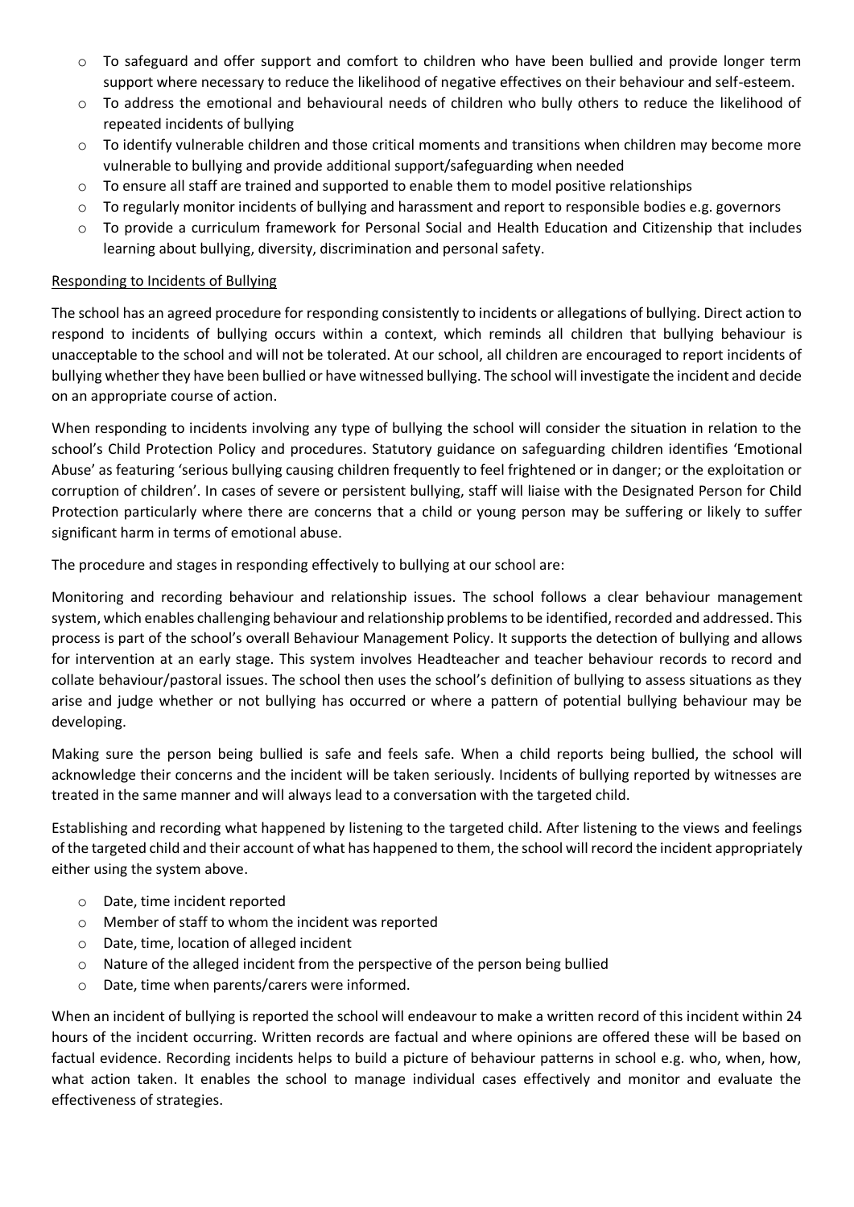- To safeguard and offer support and comfort to children who have been bullied and provide longer term support where necessary to reduce the likelihood of negative effectives on their behaviour and self-esteem.
- To address the emotional and behavioural needs of children who bully others to reduce the likelihood of repeated incidents of bullying
- To identify vulnerable children and those critical moments and transitions when children may become more vulnerable to bullying and provide additional support/safeguarding when needed
- To ensure all staff are trained and supported to enable them to model positive relationships
- To regularly monitor incidents of bullying and harassment and report to responsible bodies e.g. governors
- To provide a curriculum framework for Personal Social and Health Education and Citizenship that includes learning about bullying, diversity, discrimination and personal safety.

Responding to Incidents of Bullying

The school has an agreed procedure for responding consistently to incidents or allegations of bullying. Direct action to respond to incidents of bullying occurs within a context, which reminds all children that bullying behaviour is unacceptable to the school and will not be tolerated. At our school, all children are encouraged to report incidents of bullying whether they have been bullied or have witnessed bullying. The school will investigate the incident and decide on an appropriate course of action.

When responding to incidents involving any type of bullying the school will consider the situation in relation to the school's Child Protection Policy and procedures. Statutory guidance on safeguarding children identifies 'Emotional Abuse' as featuring 'serious bullying causing children frequently to feel frightened or in danger; or the exploitation or corruption of children'. In cases of severe or persistent bullying, staff will liaise with the Designated Person for Child Protection particularly where there are concerns that a child or young person may be suffering or likely to suffer significant harm in terms of emotional abuse.

The procedure and stages in responding effectively to bullying at our school are:

Monitoring and recording behaviour and relationship issues. The school follows a clear behaviour management system, which enables challenging behaviour and relationship problems to be identified, recorded and addressed. This process is part of the school's overall Behaviour Management Policy. It supports the detection of bullying and allows for intervention at an early stage. This system involves Headteacher and teacher behaviour records to record and collate behaviour/pastoral issues. The school then uses the school's definition of bullying to assess situations as they arise and judge whether or not bullying has occurred or where a pattern of potential bullying behaviour may be developing.

Making sure the person being bullied is safe and feels safe. When a child reports being bullied, the school will acknowledge their concerns and the incident will be taken seriously. Incidents of bullying reported by witnesses are treated in the same manner and will always lead to a conversation with the targeted child.

Establishing and recording what happened by listening to the targeted child. After listening to the views and feelings of the targeted child and their account of what has happened to them, the school will record the incident appropriately either using the system above.

- Date, time incident reported
- Member of staff to whom the incident was reported
- Date, time, location of alleged incident
- Nature of the alleged incident from the perspective of the person being bullied
- Date, time when parents/carers were informed.

When an incident of bullying is reported the school will endeavour to make a written record of this incident within 24 hours of the incident occurring. Written records are factual and where opinions are offered these will be based on factual evidence. Recording incidents helps to build a picture of behaviour patterns in school e.g. who, when, how, what action taken. It enables the school to manage individual cases effectively and monitor and evaluate the effectiveness of strategies.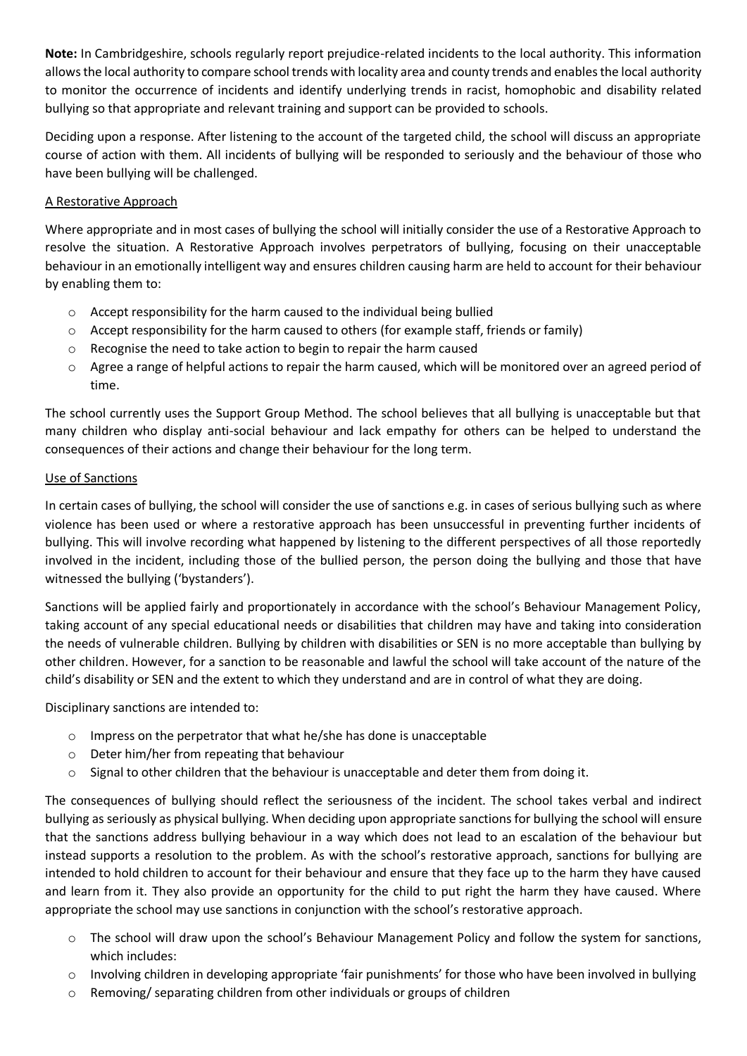**Note:** In Cambridgeshire, schools regularly report prejudice-related incidents to the local authority. This information allows the local authority to compare school trends with locality area and county trends and enables the local authority to monitor the occurrence of incidents and identify underlying trends in racist, homophobic and disability related bullying so that appropriate and relevant training and support can be provided to schools.

Deciding upon a response. After listening to the account of the targeted child, the school will discuss an appropriate course of action with them. All incidents of bullying will be responded to seriously and the behaviour of those who have been bullying will be challenged.

<u>A Restorative Approach</u>

Where appropriate and in most cases of bullying the school will initially consider the use of a Restorative Approach to resolve the situation. A Restorative Approach involves perpetrators of bullying, focusing on their unacceptable behaviour in an emotionally intelligent way and ensures children causing harm are held to account for their behaviour by enabling them to:

- Accept responsibility for the harm caused to the individual being bullied
- Accept responsibility for the harm caused to others (for example staff, friends or family)
- Recognise the need to take action to begin to repair the harm caused
- Agree a range of helpful actions to repair the harm caused, which will be monitored over an agreed period of time.

The school currently uses the Support Group Method. The school believes that all bullying is unacceptable but that many children who display anti-social behaviour and lack empathy for others can be helped to understand the consequences of their actions and change their behaviour for the long term.

<u>Use of Sanctions</u>

In certain cases of bullying, the school will consider the use of sanctions e.g. in cases of serious bullying such as where violence has been used or where a restorative approach has been unsuccessful in preventing further incidents of bullying. This will involve recording what happened by listening to the different perspectives of all those reportedly involved in the incident, including those of the bullied person, the person doing the bullying and those that have witnessed the bullying ('bystanders').

Sanctions will be applied fairly and proportionately in accordance with the school's Behaviour Management Policy, taking account of any special educational needs or disabilities that children may have and taking into consideration the needs of vulnerable children. Bullying by children with disabilities or SEN is no more acceptable than bullying by other children. However, for a sanction to be reasonable and lawful the school will take account of the nature of the child's disability or SEN and the extent to which they understand and are in control of what they are doing.

Disciplinary sanctions are intended to:

- Impress on the perpetrator that what he/she has done is unacceptable
- Deter him/her from repeating that behaviour
- Signal to other children that the behaviour is unacceptable and deter them from doing it.

The consequences of bullying should reflect the seriousness of the incident. The school takes verbal and indirect bullying as seriously as physical bullying. When deciding upon appropriate sanctions for bullying the school will ensure that the sanctions address bullying behaviour in a way which does not lead to an escalation of the behaviour but instead supports a resolution to the problem. As with the school's restorative approach, sanctions for bullying are intended to hold children to account for their behaviour and ensure that they face up to the harm they have caused and learn from it. They also provide an opportunity for the child to put right the harm they have caused. Where appropriate the school may use sanctions in conjunction with the school's restorative approach.

- The school will draw upon the school's Behaviour Management Policy and follow the system for sanctions, which includes:
- Involving children in developing appropriate 'fair punishments' for those who have been involved in bullying
- Removing/ separating children from other individuals or groups of children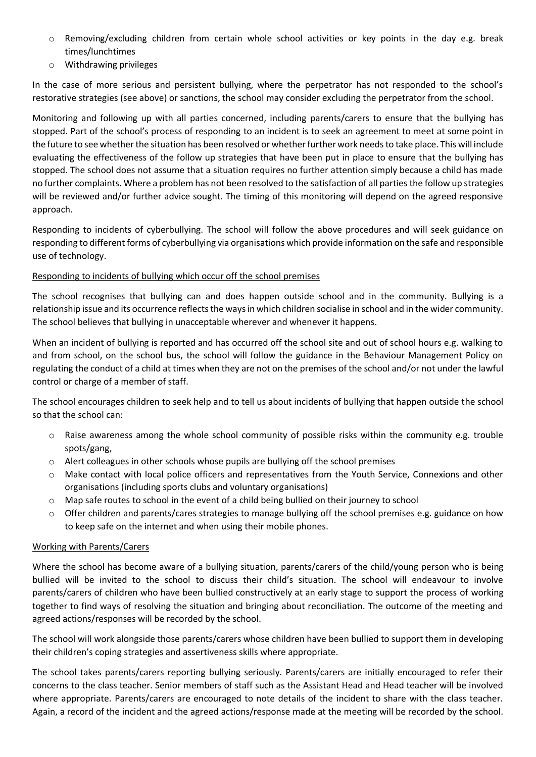- Removing/excluding children from certain whole school activities or key points in the day e.g. break times/lunchtimes
- Withdrawing privileges

In the case of more serious and persistent bullying, where the perpetrator has not responded to the school's restorative strategies (see above) or sanctions, the school may consider excluding the perpetrator from the school.

Monitoring and following up with all parties concerned, including parents/carers to ensure that the bullying has stopped. Part of the school's process of responding to an incident is to seek an agreement to meet at some point in the future to see whether the situation has been resolved or whether further work needs to take place. This will include evaluating the effectiveness of the follow up strategies that have been put in place to ensure that the bullying has stopped. The school does not assume that a situation requires no further attention simply because a child has made no further complaints. Where a problem has not been resolved to the satisfaction of all parties the follow up strategies will be reviewed and/or further advice sought. The timing of this monitoring will depend on the agreed responsive approach.

Responding to incidents of cyberbullying. The school will follow the above procedures and will seek guidance on responding to different forms of cyberbullying via organisations which provide information on the safe and responsible use of technology.

<u>Responding to incidents of bullying which occur off the school premises</u>

The school recognises that bullying can and does happen outside school and in the community. Bullying is a relationship issue and its occurrence reflects the ways in which children socialise in school and in the wider community. The school believes that bullying in unacceptable wherever and whenever it happens.

When an incident of bullying is reported and has occurred off the school site and out of school hours e.g. walking to and from school, on the school bus, the school will follow the guidance in the Behaviour Management Policy on regulating the conduct of a child at times when they are not on the premises of the school and/or not under the lawful control or charge of a member of staff.

The school encourages children to seek help and to tell us about incidents of bullying that happen outside the school so that the school can:

- Raise awareness among the whole school community of possible risks within the community e.g. trouble spots/gang,
- Alert colleagues in other schools whose pupils are bullying off the school premises
- Make contact with local police officers and representatives from the Youth Service, Connexions and other organisations (including sports clubs and voluntary organisations)
- Map safe routes to school in the event of a child being bullied on their journey to school
- Offer children and parents/cares strategies to manage bullying off the school premises e.g. guidance on how to keep safe on the internet and when using their mobile phones.

<u>Working with Parents/Carers</u>

Where the school has become aware of a bullying situation, parents/carers of the child/young person who is being bullied will be invited to the school to discuss their child's situation. The school will endeavour to involve parents/carers of children who have been bullied constructively at an early stage to support the process of working together to find ways of resolving the situation and bringing about reconciliation. The outcome of the meeting and agreed actions/responses will be recorded by the school.

The school will work alongside those parents/carers whose children have been bullied to support them in developing their children's coping strategies and assertiveness skills where appropriate.

The school takes parents/carers reporting bullying seriously. Parents/carers are initially encouraged to refer their concerns to the class teacher. Senior members of staff such as the Assistant Head and Head teacher will be involved where appropriate. Parents/carers are encouraged to note details of the incident to share with the class teacher. Again, a record of the incident and the agreed actions/response made at the meeting will be recorded by the school.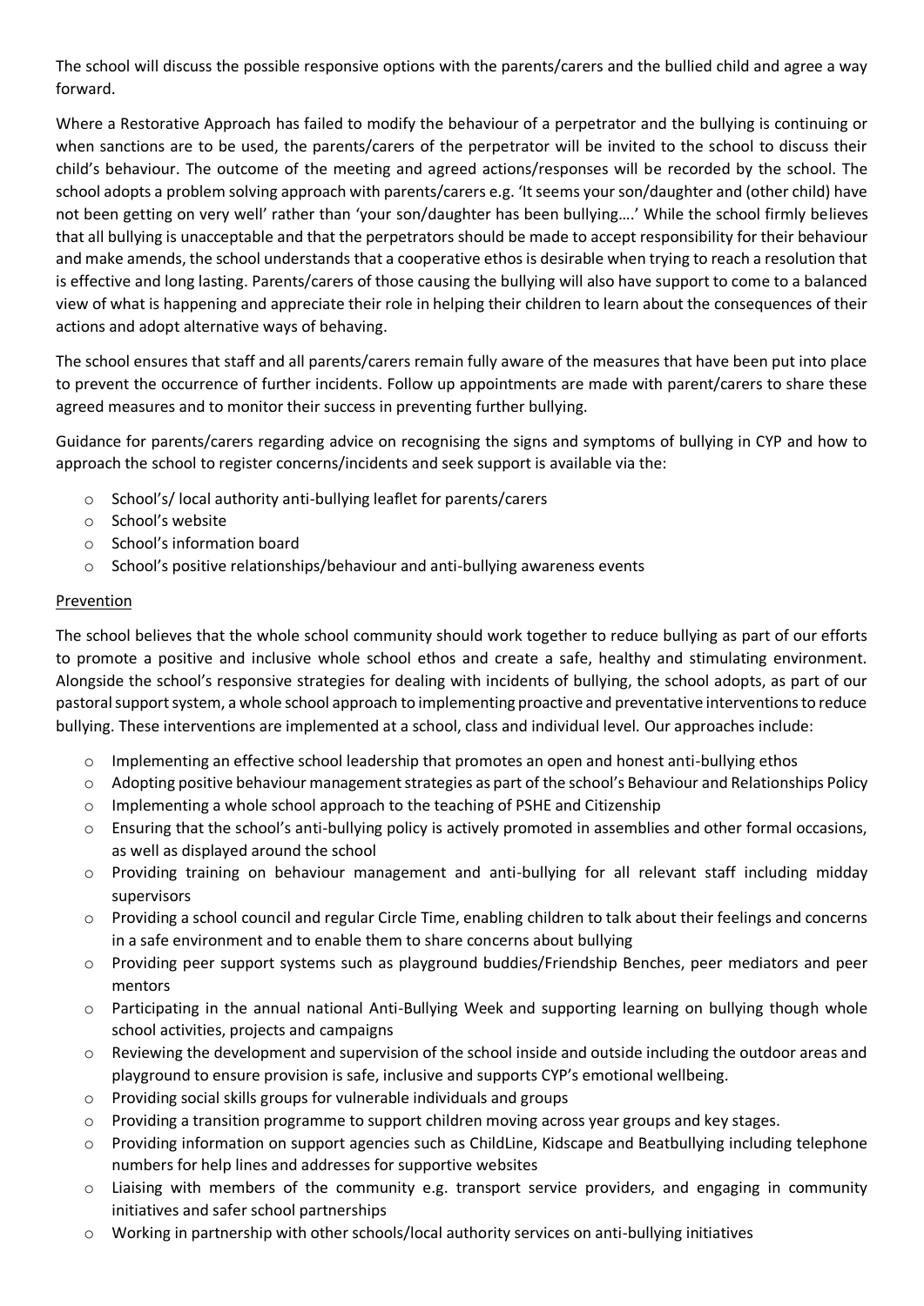The school will discuss the possible responsive options with the parents/carers and the bullied child and agree a way forward.

Where a Restorative Approach has failed to modify the behaviour of a perpetrator and the bullying is continuing or when sanctions are to be used, the parents/carers of the perpetrator will be invited to the school to discuss their child's behaviour. The outcome of the meeting and agreed actions/responses will be recorded by the school. The school adopts a problem solving approach with parents/carers e.g. 'It seems your son/daughter and (other child) have not been getting on very well' rather than 'your son/daughter has been bullying….' While the school firmly believes that all bullying is unacceptable and that the perpetrators should be made to accept responsibility for their behaviour and make amends, the school understands that a cooperative ethos is desirable when trying to reach a resolution that is effective and long lasting. Parents/carers of those causing the bullying will also have support to come to a balanced view of what is happening and appreciate their role in helping their children to learn about the consequences of their actions and adopt alternative ways of behaving.

The school ensures that staff and all parents/carers remain fully aware of the measures that have been put into place to prevent the occurrence of further incidents. Follow up appointments are made with parent/carers to share these agreed measures and to monitor their success in preventing further bullying.

Guidance for parents/carers regarding advice on recognising the signs and symptoms of bullying in CYP and how to approach the school to register concerns/incidents and seek support is available via the:

- School's/ local authority anti-bullying leaflet for parents/carers
- School's website
- School's information board
- School's positive relationships/behaviour and anti-bullying awareness events

## Prevention

The school believes that the whole school community should work together to reduce bullying as part of our efforts to promote a positive and inclusive whole school ethos and create a safe, healthy and stimulating environment. Alongside the school's responsive strategies for dealing with incidents of bullying, the school adopts, as part of our pastoral support system, a whole school approach to implementing proactive and preventative interventions to reduce bullying. These interventions are implemented at a school, class and individual level. Our approaches include:

- Implementing an effective school leadership that promotes an open and honest anti-bullying ethos
- Adopting positive behaviour management strategies as part of the school's Behaviour and Relationships Policy
- Implementing a whole school approach to the teaching of PSHE and Citizenship
- Ensuring that the school's anti-bullying policy is actively promoted in assemblies and other formal occasions, as well as displayed around the school
- Providing training on behaviour management and anti-bullying for all relevant staff including midday supervisors
- Providing a school council and regular Circle Time, enabling children to talk about their feelings and concerns in a safe environment and to enable them to share concerns about bullying
- Providing peer support systems such as playground buddies/Friendship Benches, peer mediators and peer mentors
- Participating in the annual national Anti-Bullying Week and supporting learning on bullying though whole school activities, projects and campaigns
- Reviewing the development and supervision of the school inside and outside including the outdoor areas and playground to ensure provision is safe, inclusive and supports CYP's emotional wellbeing.
- Providing social skills groups for vulnerable individuals and groups
- Providing a transition programme to support children moving across year groups and key stages.
- Providing information on support agencies such as ChildLine, Kidscape and Beatbullying including telephone numbers for help lines and addresses for supportive websites
- Liaising with members of the community e.g. transport service providers, and engaging in community initiatives and safer school partnerships
- Working in partnership with other schools/local authority services on anti-bullying initiatives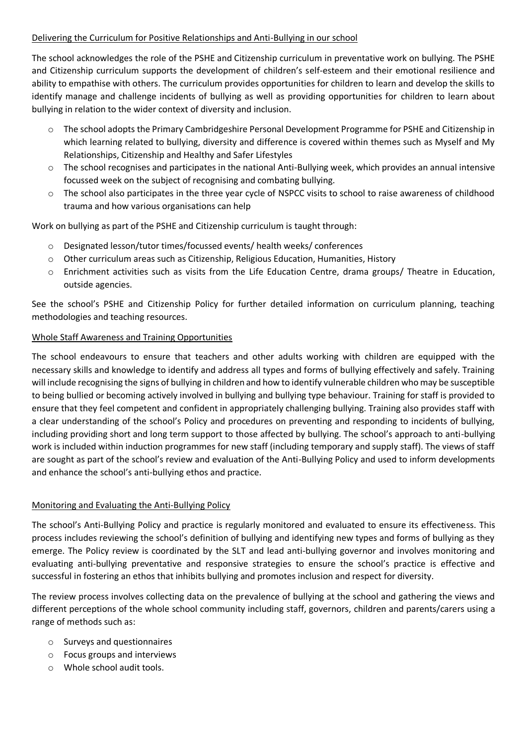## Delivering the Curriculum for Positive Relationships and Anti-Bullying in our school

The school acknowledges the role of the PSHE and Citizenship curriculum in preventative work on bullying. The PSHE and Citizenship curriculum supports the development of children's self-esteem and their emotional resilience and ability to empathise with others. The curriculum provides opportunities for children to learn and develop the skills to identify manage and challenge incidents of bullying as well as providing opportunities for children to learn about bullying in relation to the wider context of diversity and inclusion.

- The school adopts the Primary Cambridgeshire Personal Development Programme for PSHE and Citizenship in which learning related to bullying, diversity and difference is covered within themes such as Myself and My Relationships, Citizenship and Healthy and Safer Lifestyles
- The school recognises and participates in the national Anti-Bullying week, which provides an annual intensive focussed week on the subject of recognising and combating bullying.
- The school also participates in the three year cycle of NSPCC visits to school to raise awareness of childhood trauma and how various organisations can help

Work on bullying as part of the PSHE and Citizenship curriculum is taught through:

- Designated lesson/tutor times/focussed events/ health weeks/ conferences
- Other curriculum areas such as Citizenship, Religious Education, Humanities, History
- Enrichment activities such as visits from the Life Education Centre, drama groups/ Theatre in Education, outside agencies.

See the school's PSHE and Citizenship Policy for further detailed information on curriculum planning, teaching methodologies and teaching resources.

## Whole Staff Awareness and Training Opportunities

The school endeavours to ensure that teachers and other adults working with children are equipped with the necessary skills and knowledge to identify and address all types and forms of bullying effectively and safely. Training will include recognising the signs of bullying in children and how to identify vulnerable children who may be susceptible to being bullied or becoming actively involved in bullying and bullying type behaviour. Training for staff is provided to ensure that they feel competent and confident in appropriately challenging bullying. Training also provides staff with a clear understanding of the school's Policy and procedures on preventing and responding to incidents of bullying, including providing short and long term support to those affected by bullying. The school's approach to anti-bullying work is included within induction programmes for new staff (including temporary and supply staff). The views of staff are sought as part of the school's review and evaluation of the Anti-Bullying Policy and used to inform developments and enhance the school's anti-bullying ethos and practice.

## Monitoring and Evaluating the Anti-Bullying Policy

The school's Anti-Bullying Policy and practice is regularly monitored and evaluated to ensure its effectiveness. This process includes reviewing the school's definition of bullying and identifying new types and forms of bullying as they emerge. The Policy review is coordinated by the SLT and lead anti-bullying governor and involves monitoring and evaluating anti-bullying preventative and responsive strategies to ensure the school's practice is effective and successful in fostering an ethos that inhibits bullying and promotes inclusion and respect for diversity.

The review process involves collecting data on the prevalence of bullying at the school and gathering the views and different perceptions of the whole school community including staff, governors, children and parents/carers using a range of methods such as:

- Surveys and questionnaires
- Focus groups and interviews
- Whole school audit tools.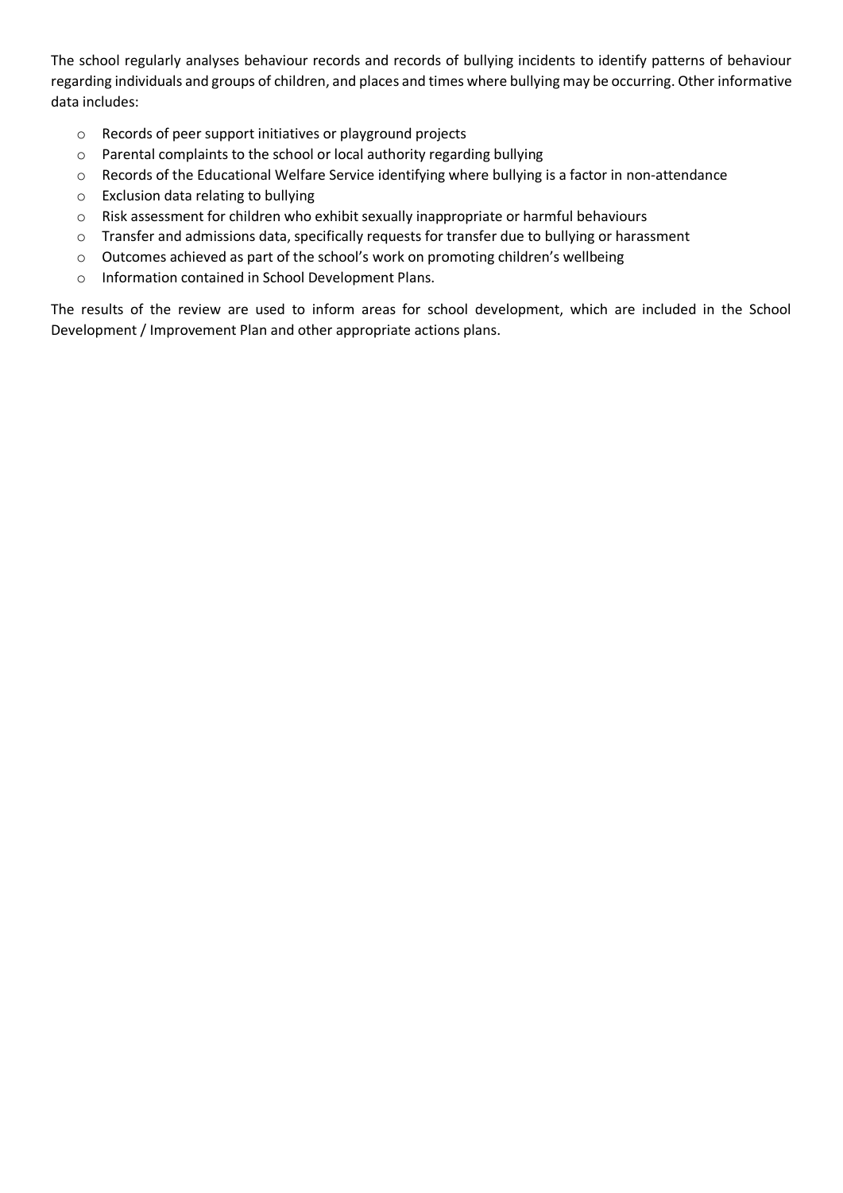The school regularly analyses behaviour records and records of bullying incidents to identify patterns of behaviour regarding individuals and groups of children, and places and times where bullying may be occurring. Other informative data includes:

- Records of peer support initiatives or playground projects
- Parental complaints to the school or local authority regarding bullying
- Records of the Educational Welfare Service identifying where bullying is a factor in non-attendance
- Exclusion data relating to bullying
- Risk assessment for children who exhibit sexually inappropriate or harmful behaviours
- Transfer and admissions data, specifically requests for transfer due to bullying or harassment
- Outcomes achieved as part of the school's work on promoting children's wellbeing
- Information contained in School Development Plans.

The results of the review are used to inform areas for school development, which are included in the School Development / Improvement Plan and other appropriate actions plans.